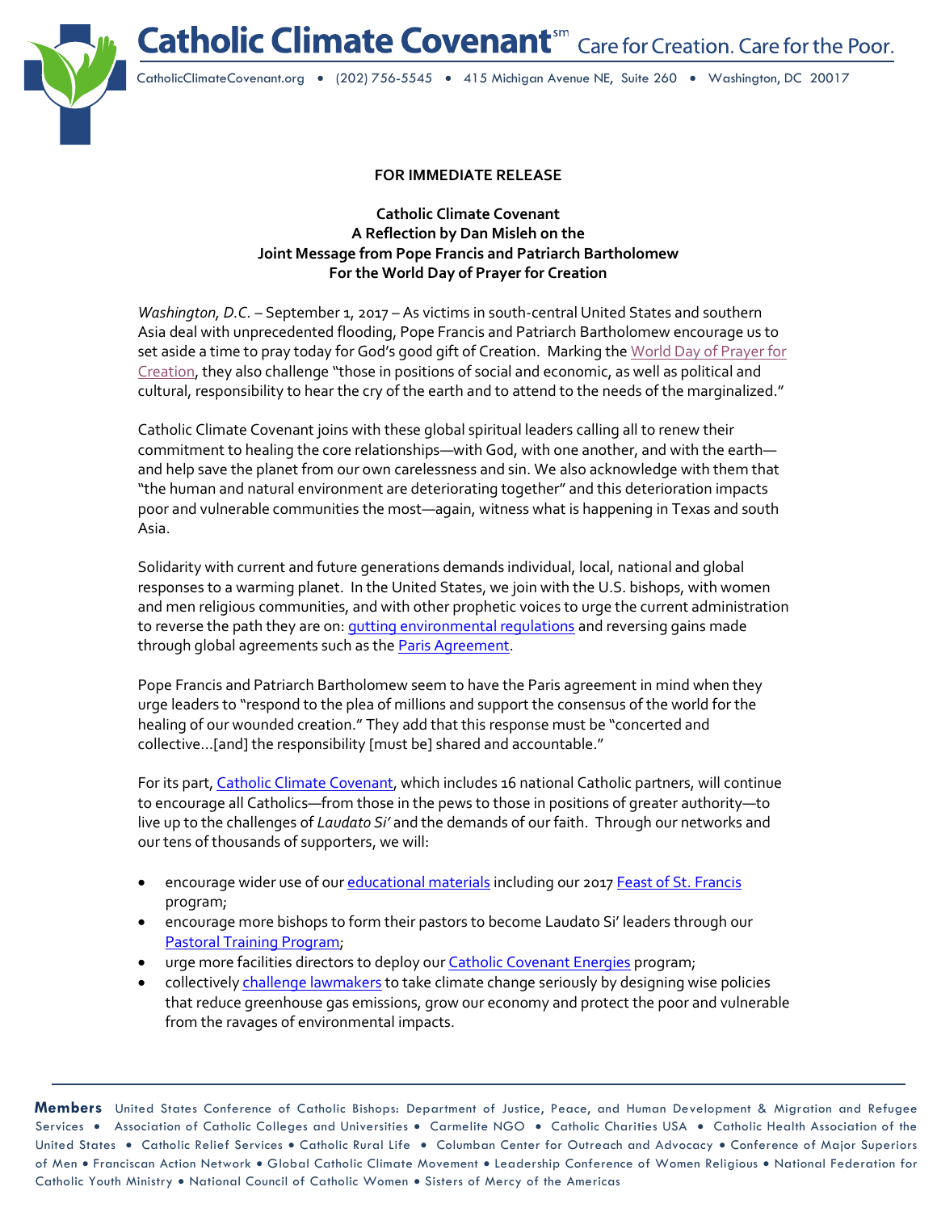# Catholic Climate Covenant[sm] Care for Creation. Care for the Poor.

CatholicClimateCovenant.org • (202) 756-5545 • 415 Michigan Avenue NE, Suite 260 • Washington, DC 20017

**FOR IMMEDIATE RELEASE**

**Catholic Climate Covenant**
**A Reflection by Dan Misleh on the**
**Joint Message from Pope Francis and Patriarch Bartholomew**
**For the World Day of Prayer for Creation**

*Washington, D.C.* – September 1, 2017 – As victims in south-central United States and southern Asia deal with unprecedented flooding, Pope Francis and Patriarch Bartholomew encourage us to set aside a time to pray today for God's good gift of Creation. Marking the World Day of Prayer for Creation, they also challenge "those in positions of social and economic, as well as political and cultural, responsibility to hear the cry of the earth and to attend to the needs of the marginalized."

Catholic Climate Covenant joins with these global spiritual leaders calling all to renew their commitment to healing the core relationships—with God, with one another, and with the earth—and help save the planet from our own carelessness and sin. We also acknowledge with them that "the human and natural environment are deteriorating together" and this deterioration impacts poor and vulnerable communities the most—again, witness what is happening in Texas and south Asia.

Solidarity with current and future generations demands individual, local, national and global responses to a warming planet. In the United States, we join with the U.S. bishops, with women and men religious communities, and with other prophetic voices to urge the current administration to reverse the path they are on: gutting environmental regulations and reversing gains made through global agreements such as the Paris Agreement.

Pope Francis and Patriarch Bartholomew seem to have the Paris agreement in mind when they urge leaders to "respond to the plea of millions and support the consensus of the world for the healing of our wounded creation." They add that this response must be "concerted and collective…[and] the responsibility [must be] shared and accountable."

For its part, Catholic Climate Covenant, which includes 16 national Catholic partners, will continue to encourage all Catholics—from those in the pews to those in positions of greater authority—to live up to the challenges of *Laudato Si'* and the demands of our faith. Through our networks and our tens of thousands of supporters, we will:

- encourage wider use of our educational materials including our 2017 Feast of St. Francis program;
- encourage more bishops to form their pastors to become Laudato Si' leaders through our Pastoral Training Program;
- urge more facilities directors to deploy our Catholic Covenant Energies program;
- collectively challenge lawmakers to take climate change seriously by designing wise policies that reduce greenhouse gas emissions, grow our economy and protect the poor and vulnerable from the ravages of environmental impacts.

**Members** United States Conference of Catholic Bishops: Department of Justice, Peace, and Human Development & Migration and Refugee Services • Association of Catholic Colleges and Universities • Carmelite NGO • Catholic Charities USA • Catholic Health Association of the United States • Catholic Relief Services • Catholic Rural Life • Columban Center for Outreach and Advocacy • Conference of Major Superiors of Men • Franciscan Action Network • Global Catholic Climate Movement • Leadership Conference of Women Religious • National Federation for Catholic Youth Ministry • National Council of Catholic Women • Sisters of Mercy of the Americas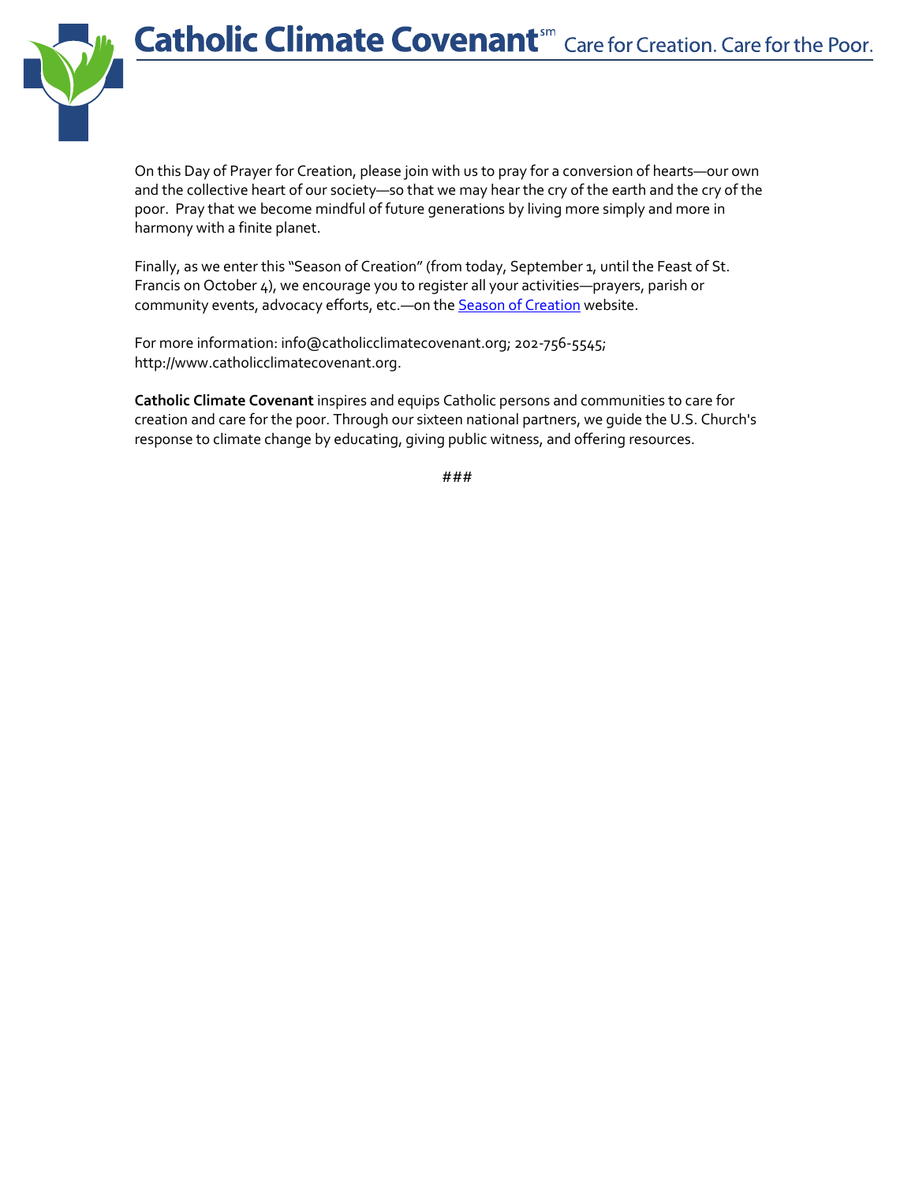On this Day of Prayer for Creation, please join with us to pray for a conversion of hearts—our own and the collective heart of our society—so that we may hear the cry of the earth and the cry of the poor. Pray that we become mindful of future generations by living more simply and more in harmony with a finite planet.

Finally, as we enter this "Season of Creation" (from today, September 1, until the Feast of St. Francis on October 4), we encourage you to register all your activities—prayers, parish or community events, advocacy efforts, etc.—on the Season of Creation website.

For more information: info@catholicclimatecovenant.org; 202-756-5545; http://www.catholicclimatecovenant.org.

**Catholic Climate Covenant** inspires and equips Catholic persons and communities to care for creation and care for the poor. Through our sixteen national partners, we guide the U.S. Church's response to climate change by educating, giving public witness, and offering resources.

###